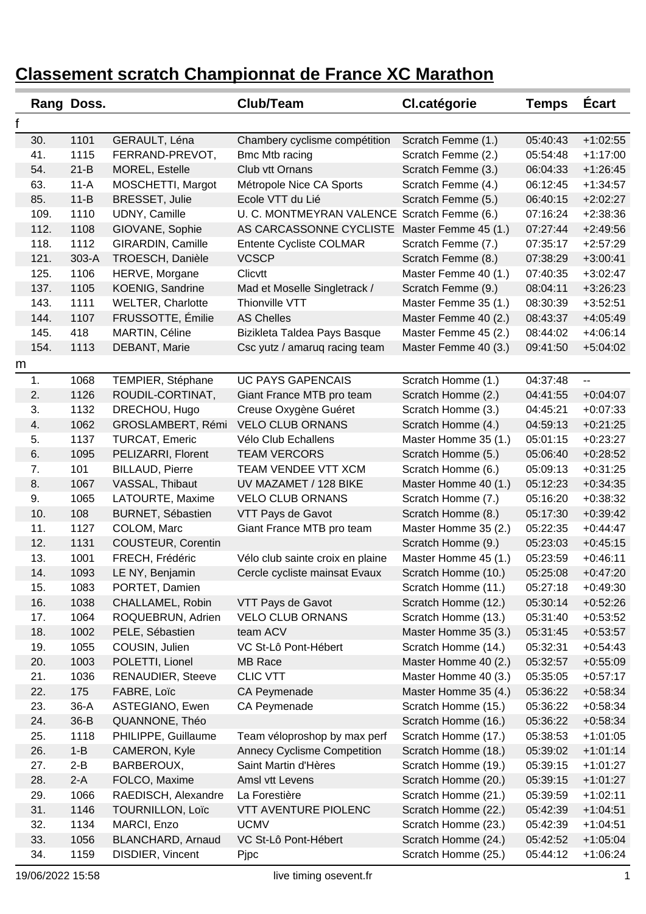# Classement scratch Championnat de France XC Marathon

| Rang | Doss. | | Club/Team | Cl.catégorie | Temps | Écart |
|---|---|---|---|---|---|---|
| f | | | | | | |
| 30. | 1101 | GERAULT, Léna | Chambery cyclisme compétition | Scratch Femme (1.) | 05:40:43 | +1:02:55 |
| 41. | 1115 | FERRAND-PREVOT, | Bmc Mtb racing | Scratch Femme (2.) | 05:54:48 | +1:17:00 |
| 54. | 21-B | MOREL, Estelle | Club vtt Ornans | Scratch Femme (3.) | 06:04:33 | +1:26:45 |
| 63. | 11-A | MOSCHETTI, Margot | Métropole Nice CA Sports | Scratch Femme (4.) | 06:12:45 | +1:34:57 |
| 85. | 11-B | BRESSET, Julie | Ecole VTT du Lié | Scratch Femme (5.) | 06:40:15 | +2:02:27 |
| 109. | 1110 | UDNY, Camille | U. C. MONTMEYRAN VALENCE | Scratch Femme (6.) | 07:16:24 | +2:38:36 |
| 112. | 1108 | GIOVANE, Sophie | AS CARCASSONNE CYCLISTE | Master Femme 45 (1.) | 07:27:44 | +2:49:56 |
| 118. | 1112 | GIRARDIN, Camille | Entente Cycliste COLMAR | Scratch Femme (7.) | 07:35:17 | +2:57:29 |
| 121. | 303-A | TROESCH, Danièle | VCSCP | Scratch Femme (8.) | 07:38:29 | +3:00:41 |
| 125. | 1106 | HERVE, Morgane | Clicvtt | Master Femme 40 (1.) | 07:40:35 | +3:02:47 |
| 137. | 1105 | KOENIG, Sandrine | Mad et Moselle Singletrack / | Scratch Femme (9.) | 08:04:11 | +3:26:23 |
| 143. | 1111 | WELTER, Charlotte | Thionville VTT | Master Femme 35 (1.) | 08:30:39 | +3:52:51 |
| 144. | 1107 | FRUSSOTTE, Émilie | AS Chelles | Master Femme 40 (2.) | 08:43:37 | +4:05:49 |
| 145. | 418 | MARTIN, Céline | Bizikleta Taldea Pays Basque | Master Femme 45 (2.) | 08:44:02 | +4:06:14 |
| 154. | 1113 | DEBANT, Marie | Csc yutz / amaruq racing team | Master Femme 40 (3.) | 09:41:50 | +5:04:02 |
| m | | | | | | |
| 1. | 1068 | TEMPIER, Stéphane | UC PAYS GAPENCAIS | Scratch Homme (1.) | 04:37:48 | -- |
| 2. | 1126 | ROUDIL-CORTINAT, | Giant France MTB pro team | Scratch Homme (2.) | 04:41:55 | +0:04:07 |
| 3. | 1132 | DRECHOU, Hugo | Creuse Oxygène Guéret | Scratch Homme (3.) | 04:45:21 | +0:07:33 |
| 4. | 1062 | GROSLAMBERT, Rémi | VELO CLUB ORNANS | Scratch Homme (4.) | 04:59:13 | +0:21:25 |
| 5. | 1137 | TURCAT, Emeric | Vélo Club Echallens | Master Homme 35 (1.) | 05:01:15 | +0:23:27 |
| 6. | 1095 | PELIZARRI, Florent | TEAM VERCORS | Scratch Homme (5.) | 05:06:40 | +0:28:52 |
| 7. | 101 | BILLAUD, Pierre | TEAM VENDEE VTT XCM | Scratch Homme (6.) | 05:09:13 | +0:31:25 |
| 8. | 1067 | VASSAL, Thibaut | UV MAZAMET / 128 BIKE | Master Homme 40 (1.) | 05:12:23 | +0:34:35 |
| 9. | 1065 | LATOURTE, Maxime | VELO CLUB ORNANS | Scratch Homme (7.) | 05:16:20 | +0:38:32 |
| 10. | 108 | BURNET, Sébastien | VTT Pays de Gavot | Scratch Homme (8.) | 05:17:30 | +0:39:42 |
| 11. | 1127 | COLOM, Marc | Giant France MTB pro team | Master Homme 35 (2.) | 05:22:35 | +0:44:47 |
| 12. | 1131 | COUSTEUR, Corentin | | Scratch Homme (9.) | 05:23:03 | +0:45:15 |
| 13. | 1001 | FRECH, Frédéric | Vélo club sainte croix en plaine | Master Homme 45 (1.) | 05:23:59 | +0:46:11 |
| 14. | 1093 | LE NY, Benjamin | Cercle cycliste mainsat Evaux | Scratch Homme (10.) | 05:25:08 | +0:47:20 |
| 15. | 1083 | PORTET, Damien | | Scratch Homme (11.) | 05:27:18 | +0:49:30 |
| 16. | 1038 | CHALLAMEL, Robin | VTT Pays de Gavot | Scratch Homme (12.) | 05:30:14 | +0:52:26 |
| 17. | 1064 | ROQUEBRUN, Adrien | VELO CLUB ORNANS | Scratch Homme (13.) | 05:31:40 | +0:53:52 |
| 18. | 1002 | PELE, Sébastien | team ACV | Master Homme 35 (3.) | 05:31:45 | +0:53:57 |
| 19. | 1055 | COUSIN, Julien | VC St-Lô Pont-Hébert | Scratch Homme (14.) | 05:32:31 | +0:54:43 |
| 20. | 1003 | POLETTI, Lionel | MB Race | Master Homme 40 (2.) | 05:32:57 | +0:55:09 |
| 21. | 1036 | RENAUDIER, Steeve | CLIC VTT | Master Homme 40 (3.) | 05:35:05 | +0:57:17 |
| 22. | 175 | FABRE, Loïc | CA Peymenade | Master Homme 35 (4.) | 05:36:22 | +0:58:34 |
| 23. | 36-A | ASTEGIANO, Ewen | CA Peymenade | Scratch Homme (15.) | 05:36:22 | +0:58:34 |
| 24. | 36-B | QUANNONE, Théo | | Scratch Homme (16.) | 05:36:22 | +0:58:34 |
| 25. | 1118 | PHILIPPE, Guillaume | Team véloproshop by max perf | Scratch Homme (17.) | 05:38:53 | +1:01:05 |
| 26. | 1-B | CAMERON, Kyle | Annecy Cyclisme Competition | Scratch Homme (18.) | 05:39:02 | +1:01:14 |
| 27. | 2-B | BARBEROUX, | Saint Martin d'Hères | Scratch Homme (19.) | 05:39:15 | +1:01:27 |
| 28. | 2-A | FOLCO, Maxime | Amsl vtt Levens | Scratch Homme (20.) | 05:39:15 | +1:01:27 |
| 29. | 1066 | RAEDISCH, Alexandre | La Forestière | Scratch Homme (21.) | 05:39:59 | +1:02:11 |
| 31. | 1146 | TOURNILLON, Loïc | VTT AVENTURE PIOLENC | Scratch Homme (22.) | 05:42:39 | +1:04:51 |
| 32. | 1134 | MARCI, Enzo | UCMV | Scratch Homme (23.) | 05:42:39 | +1:04:51 |
| 33. | 1056 | BLANCHARD, Arnaud | VC St-Lô Pont-Hébert | Scratch Homme (24.) | 05:42:52 | +1:05:04 |
| 34. | 1159 | DISDIER, Vincent | Pjpc | Scratch Homme (25.) | 05:44:12 | +1:06:24 |

19/06/2022 15:58 live timing osevent.fr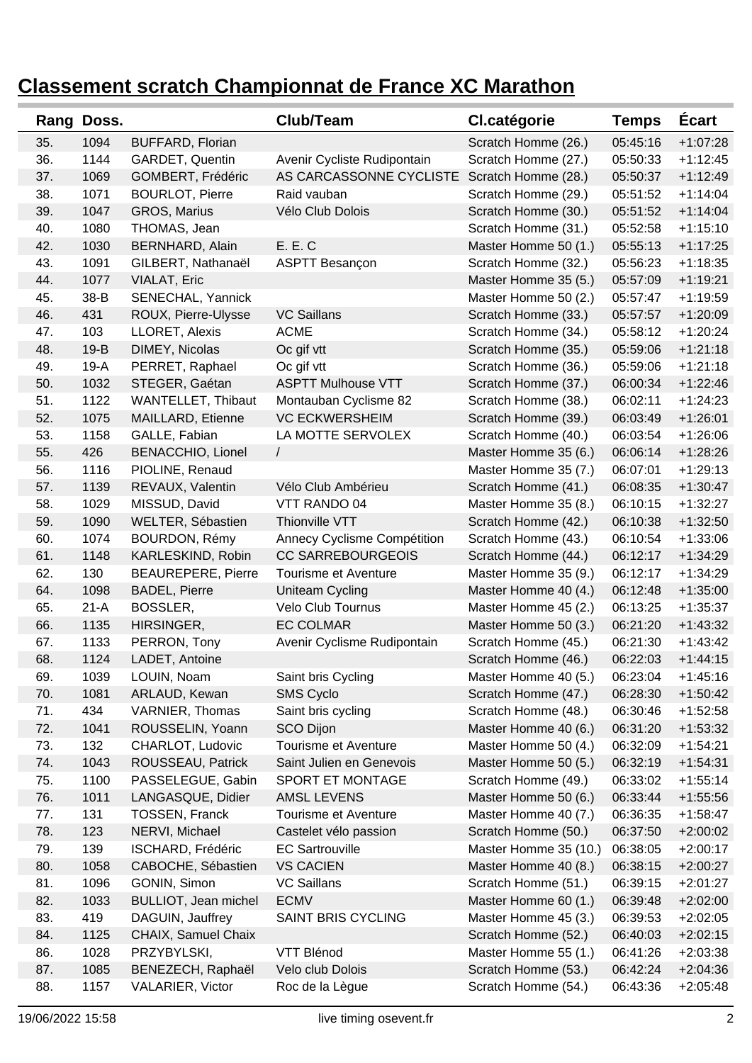## Classement scratch Championnat de France XC Marathon

| Rang | Doss. | | Club/Team | Cl.catégorie | Temps | Écart |
|---|---|---|---|---|---|---|
| 35. | 1094 | BUFFARD, Florian | | Scratch Homme (26.) | 05:45:16 | +1:07:28 |
| 36. | 1144 | GARDET, Quentin | Avenir Cycliste Rudipontain | Scratch Homme (27.) | 05:50:33 | +1:12:45 |
| 37. | 1069 | GOMBERT, Frédéric | AS CARCASSONNE CYCLISTE | Scratch Homme (28.) | 05:50:37 | +1:12:49 |
| 38. | 1071 | BOURLOT, Pierre | Raid vauban | Scratch Homme (29.) | 05:51:52 | +1:14:04 |
| 39. | 1047 | GROS, Marius | Vélo Club Dolois | Scratch Homme (30.) | 05:51:52 | +1:14:04 |
| 40. | 1080 | THOMAS, Jean | | Scratch Homme (31.) | 05:52:58 | +1:15:10 |
| 42. | 1030 | BERNHARD, Alain | E. E. C | Master Homme 50 (1.) | 05:55:13 | +1:17:25 |
| 43. | 1091 | GILBERT, Nathanaël | ASPTT Besançon | Scratch Homme (32.) | 05:56:23 | +1:18:35 |
| 44. | 1077 | VIALAT, Eric | | Master Homme 35 (5.) | 05:57:09 | +1:19:21 |
| 45. | 38-B | SENECHAL, Yannick | | Master Homme 50 (2.) | 05:57:47 | +1:19:59 |
| 46. | 431 | ROUX, Pierre-Ulysse | VC Saillans | Scratch Homme (33.) | 05:57:57 | +1:20:09 |
| 47. | 103 | LLORET, Alexis | ACME | Scratch Homme (34.) | 05:58:12 | +1:20:24 |
| 48. | 19-B | DIMEY, Nicolas | Oc gif vtt | Scratch Homme (35.) | 05:59:06 | +1:21:18 |
| 49. | 19-A | PERRET, Raphael | Oc gif vtt | Scratch Homme (36.) | 05:59:06 | +1:21:18 |
| 50. | 1032 | STEGER, Gaétan | ASPTT Mulhouse VTT | Scratch Homme (37.) | 06:00:34 | +1:22:46 |
| 51. | 1122 | WANTELLET, Thibaut | Montauban Cyclisme 82 | Scratch Homme (38.) | 06:02:11 | +1:24:23 |
| 52. | 1075 | MAILLARD, Etienne | VC ECKWERSHEIM | Scratch Homme (39.) | 06:03:49 | +1:26:01 |
| 53. | 1158 | GALLE, Fabian | LA MOTTE SERVOLEX | Scratch Homme (40.) | 06:03:54 | +1:26:06 |
| 55. | 426 | BENACCHIO, Lionel | / | Master Homme 35 (6.) | 06:06:14 | +1:28:26 |
| 56. | 1116 | PIOLINE, Renaud | | Master Homme 35 (7.) | 06:07:01 | +1:29:13 |
| 57. | 1139 | REVAUX, Valentin | Vélo Club Ambérieu | Scratch Homme (41.) | 06:08:35 | +1:30:47 |
| 58. | 1029 | MISSUD, David | VTT RANDO 04 | Master Homme 35 (8.) | 06:10:15 | +1:32:27 |
| 59. | 1090 | WELTER, Sébastien | Thionville VTT | Scratch Homme (42.) | 06:10:38 | +1:32:50 |
| 60. | 1074 | BOURDON, Rémy | Annecy Cyclisme Compétition | Scratch Homme (43.) | 06:10:54 | +1:33:06 |
| 61. | 1148 | KARLESKIND, Robin | CC SARREBOURGEOIS | Scratch Homme (44.) | 06:12:17 | +1:34:29 |
| 62. | 130 | BEAUREPERE, Pierre | Tourisme et Aventure | Master Homme 35 (9.) | 06:12:17 | +1:34:29 |
| 64. | 1098 | BADEL, Pierre | Uniteam Cycling | Master Homme 40 (4.) | 06:12:48 | +1:35:00 |
| 65. | 21-A | BOSSLER, | Velo Club Tournus | Master Homme 45 (2.) | 06:13:25 | +1:35:37 |
| 66. | 1135 | HIRSINGER, | EC COLMAR | Master Homme 50 (3.) | 06:21:20 | +1:43:32 |
| 67. | 1133 | PERRON, Tony | Avenir Cyclisme Rudipontain | Scratch Homme (45.) | 06:21:30 | +1:43:42 |
| 68. | 1124 | LADET, Antoine | | Scratch Homme (46.) | 06:22:03 | +1:44:15 |
| 69. | 1039 | LOUIN, Noam | Saint bris Cycling | Master Homme 40 (5.) | 06:23:04 | +1:45:16 |
| 70. | 1081 | ARLAUD, Kewan | SMS Cyclo | Scratch Homme (47.) | 06:28:30 | +1:50:42 |
| 71. | 434 | VARNIER, Thomas | Saint bris cycling | Scratch Homme (48.) | 06:30:46 | +1:52:58 |
| 72. | 1041 | ROUSSELIN, Yoann | SCO Dijon | Master Homme 40 (6.) | 06:31:20 | +1:53:32 |
| 73. | 132 | CHARLOT, Ludovic | Tourisme et Aventure | Master Homme 50 (4.) | 06:32:09 | +1:54:21 |
| 74. | 1043 | ROUSSEAU, Patrick | Saint Julien en Genevois | Master Homme 50 (5.) | 06:32:19 | +1:54:31 |
| 75. | 1100 | PASSELEGUE, Gabin | SPORT ET MONTAGE | Scratch Homme (49.) | 06:33:02 | +1:55:14 |
| 76. | 1011 | LANGASQUE, Didier | AMSL LEVENS | Master Homme 50 (6.) | 06:33:44 | +1:55:56 |
| 77. | 131 | TOSSEN, Franck | Tourisme et Aventure | Master Homme 40 (7.) | 06:36:35 | +1:58:47 |
| 78. | 123 | NERVI, Michael | Castelet vélo passion | Scratch Homme (50.) | 06:37:50 | +2:00:02 |
| 79. | 139 | ISCHARD, Frédéric | EC Sartrouville | Master Homme 35 (10.) | 06:38:05 | +2:00:17 |
| 80. | 1058 | CABOCHE, Sébastien | VS CACIEN | Master Homme 40 (8.) | 06:38:15 | +2:00:27 |
| 81. | 1096 | GONIN, Simon | VC Saillans | Scratch Homme (51.) | 06:39:15 | +2:01:27 |
| 82. | 1033 | BULLIOT, Jean michel | ECMV | Master Homme 60 (1.) | 06:39:48 | +2:02:00 |
| 83. | 419 | DAGUIN, Jauffrey | SAINT BRIS CYCLING | Master Homme 45 (3.) | 06:39:53 | +2:02:05 |
| 84. | 1125 | CHAIX, Samuel Chaix | | Scratch Homme (52.) | 06:40:03 | +2:02:15 |
| 86. | 1028 | PRZYBYLSKI, | VTT Blénod | Master Homme 55 (1.) | 06:41:26 | +2:03:38 |
| 87. | 1085 | BENEZECH, Raphaël | Velo club Dolois | Scratch Homme (53.) | 06:42:24 | +2:04:36 |
| 88. | 1157 | VALARIER, Victor | Roc de la Lègue | Scratch Homme (54.) | 06:43:36 | +2:05:48 |

19/06/2022 15:58 live timing osevent.fr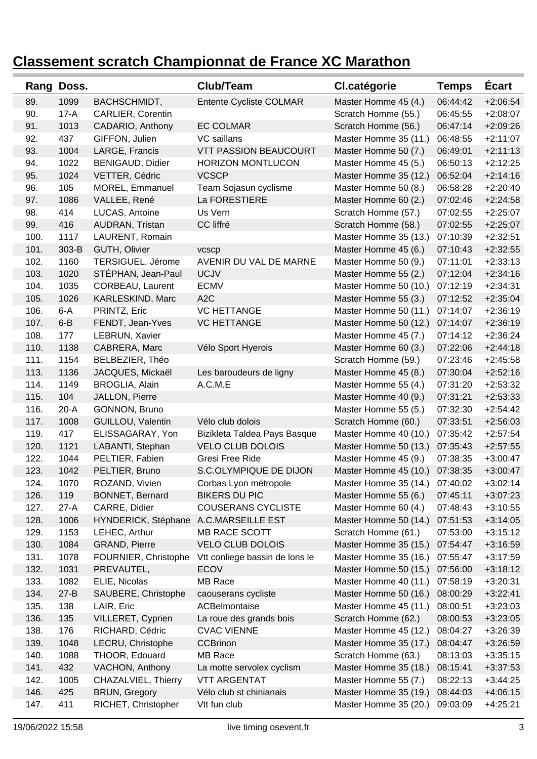# Classement scratch Championnat de France XC Marathon

| Rang | Doss. | | Club/Team | Cl.catégorie | Temps | Écart |
|---|---|---|---|---|---|---|
| 89. | 1099 | BACHSCHMIDT, | Entente Cycliste COLMAR | Master Homme 45 (4.) | 06:44:42 | +2:06:54 |
| 90. | 17-A | CARLIER, Corentin | | Scratch Homme (55.) | 06:45:55 | +2:08:07 |
| 91. | 1013 | CADARIO, Anthony | EC COLMAR | Scratch Homme (56.) | 06:47:14 | +2:09:26 |
| 92. | 437 | GIFFON, Julien | VC saillans | Master Homme 35 (11.) | 06:48:55 | +2:11:07 |
| 93. | 1004 | LARGE, Francis | VTT PASSION BEAUCOURT | Master Homme 50 (7.) | 06:49:01 | +2:11:13 |
| 94. | 1022 | BENIGAUD, Didier | HORIZON MONTLUCON | Master Homme 45 (5.) | 06:50:13 | +2:12:25 |
| 95. | 1024 | VETTER, Cédric | VCSCP | Master Homme 35 (12.) | 06:52:04 | +2:14:16 |
| 96. | 105 | MOREL, Emmanuel | Team Sojasun cyclisme | Master Homme 50 (8.) | 06:58:28 | +2:20:40 |
| 97. | 1086 | VALLEE, René | La FORESTIERE | Master Homme 60 (2.) | 07:02:46 | +2:24:58 |
| 98. | 414 | LUCAS, Antoine | Us Vern | Scratch Homme (57.) | 07:02:55 | +2:25:07 |
| 99. | 416 | AUDRAN, Tristan | CC liffré | Scratch Homme (58.) | 07:02:55 | +2:25:07 |
| 100. | 1117 | LAURENT, Romain | | Master Homme 35 (13.) | 07:10:39 | +2:32:51 |
| 101. | 303-B | GUTH, Olivier | vcscp | Master Homme 45 (6.) | 07:10:43 | +2:32:55 |
| 102. | 1160 | TERSIGUEL, Jérome | AVENIR DU VAL DE MARNE | Master Homme 50 (9.) | 07:11:01 | +2:33:13 |
| 103. | 1020 | STÉPHAN, Jean-Paul | UCJV | Master Homme 55 (2.) | 07:12:04 | +2:34:16 |
| 104. | 1035 | CORBEAU, Laurent | ECMV | Master Homme 50 (10.) | 07:12:19 | +2:34:31 |
| 105. | 1026 | KARLESKIND, Marc | A2C | Master Homme 55 (3.) | 07:12:52 | +2:35:04 |
| 106. | 6-A | PRINTZ, Eric | VC HETTANGE | Master Homme 50 (11.) | 07:14:07 | +2:36:19 |
| 107. | 6-B | FENDT, Jean-Yves | VC HETTANGE | Master Homme 50 (12.) | 07:14:07 | +2:36:19 |
| 108. | 177 | LEBRUN, Xavier | | Master Homme 45 (7.) | 07:14:12 | +2:36:24 |
| 110. | 1138 | CABRERA, Marc | Vélo Sport Hyerois | Master Homme 60 (3.) | 07:22:06 | +2:44:18 |
| 111. | 1154 | BELBEZIER, Théo | | Scratch Homme (59.) | 07:23:46 | +2:45:58 |
| 113. | 1136 | JACQUES, Mickaël | Les baroudeurs de ligny | Master Homme 45 (8.) | 07:30:04 | +2:52:16 |
| 114. | 1149 | BROGLIA, Alain | A.C.M.E | Master Homme 55 (4.) | 07:31:20 | +2:53:32 |
| 115. | 104 | JALLON, Pierre | | Master Homme 40 (9.) | 07:31:21 | +2:53:33 |
| 116. | 20-A | GONNON, Bruno | | Master Homme 55 (5.) | 07:32:30 | +2:54:42 |
| 117. | 1008 | GUILLOU, Valentin | Vélo club dolois | Scratch Homme (60.) | 07:33:51 | +2:56:03 |
| 119. | 417 | ELISSAGARAY, Yon | Bizikleta Taldea Pays Basque | Master Homme 40 (10.) | 07:35:42 | +2:57:54 |
| 120. | 1121 | LABANTI, Stephan | VELO CLUB DOLOIS | Master Homme 50 (13.) | 07:35:43 | +2:57:55 |
| 122. | 1044 | PELTIER, Fabien | Gresi Free Ride | Master Homme 45 (9.) | 07:38:35 | +3:00:47 |
| 123. | 1042 | PELTIER, Bruno | S.C.OLYMPIQUE DE DIJON | Master Homme 45 (10.) | 07:38:35 | +3:00:47 |
| 124. | 1070 | ROZAND, Vivien | Corbas Lyon métropole | Master Homme 35 (14.) | 07:40:02 | +3:02:14 |
| 126. | 119 | BONNET, Bernard | BIKERS DU PIC | Master Homme 55 (6.) | 07:45:11 | +3:07:23 |
| 127. | 27-A | CARRE, Didier | COUSERANS CYCLISTE | Master Homme 60 (4.) | 07:48:43 | +3:10:55 |
| 128. | 1006 | HYNDERICK, Stéphane | A.C.MARSEILLE EST | Master Homme 50 (14.) | 07:51:53 | +3:14:05 |
| 129. | 1153 | LEHEC, Arthur | MB RACE SCOTT | Scratch Homme (61.) | 07:53:00 | +3:15:12 |
| 130. | 1084 | GRAND, Pierre | VELO CLUB DOLOIS | Master Homme 35 (15.) | 07:54:47 | +3:16:59 |
| 131. | 1078 | FOURNIER, Christophe | Vtt conliege bassin de lons le | Master Homme 35 (16.) | 07:55:47 | +3:17:59 |
| 132. | 1031 | PREVAUTEL, | ECOV | Master Homme 50 (15.) | 07:56:00 | +3:18:12 |
| 133. | 1082 | ELIE, Nicolas | MB Race | Master Homme 40 (11.) | 07:58:19 | +3:20:31 |
| 134. | 27-B | SAUBERE, Christophe | caouserans cycliste | Master Homme 50 (16.) | 08:00:29 | +3:22:41 |
| 135. | 138 | LAIR, Eric | ACBelmontaise | Master Homme 45 (11.) | 08:00:51 | +3:23:03 |
| 136. | 135 | VILLERET, Cyprien | La roue des grands bois | Scratch Homme (62.) | 08:00:53 | +3:23:05 |
| 138. | 176 | RICHARD, Cédric | CVAC VIENNE | Master Homme 45 (12.) | 08:04:27 | +3:26:39 |
| 139. | 1048 | LECRU, Christophe | CCBrinon | Master Homme 35 (17.) | 08:04:47 | +3:26:59 |
| 140. | 1088 | THOOR, Edouard | MB Race | Scratch Homme (63.) | 08:13:03 | +3:35:15 |
| 141. | 432 | VACHON, Anthony | La motte servolex cyclism | Master Homme 35 (18.) | 08:15:41 | +3:37:53 |
| 142. | 1005 | CHAZALVIEL, Thierry | VTT ARGENTAT | Master Homme 55 (7.) | 08:22:13 | +3:44:25 |
| 146. | 425 | BRUN, Gregory | Vélo club st chinianais | Master Homme 35 (19.) | 08:44:03 | +4:06:15 |
| 147. | 411 | RICHET, Christopher | Vtt fun club | Master Homme 35 (20.) | 09:03:09 | +4:25:21 |

19/06/2022 15:58 — live timing osevent.fr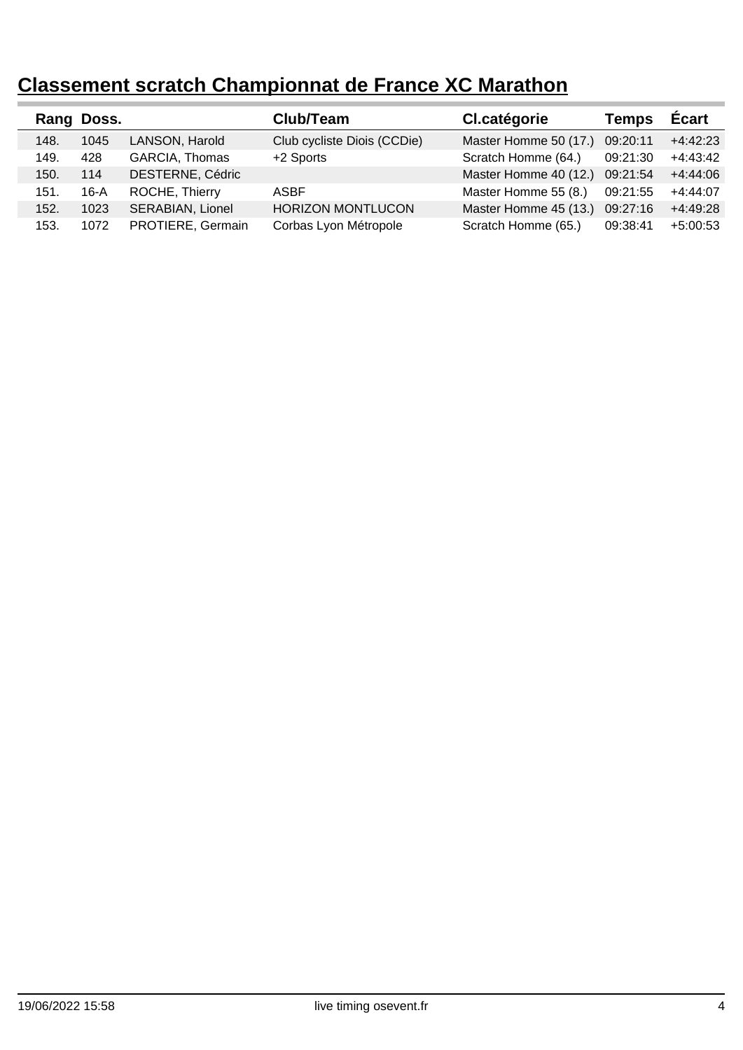# Classement scratch Championnat de France XC Marathon

| Rang | Doss. | | Club/Team | Cl.catégorie | Temps | Écart |
|---|---|---|---|---|---|---|
| 148. | 1045 | LANSON, Harold | Club cycliste Diois (CCDie) | Master Homme 50 (17.) | 09:20:11 | +4:42:23 |
| 149. | 428 | GARCIA, Thomas | +2 Sports | Scratch Homme (64.) | 09:21:30 | +4:43:42 |
| 150. | 114 | DESTERNE, Cédric | | Master Homme 40 (12.) | 09:21:54 | +4:44:06 |
| 151. | 16-A | ROCHE, Thierry | ASBF | Master Homme 55 (8.) | 09:21:55 | +4:44:07 |
| 152. | 1023 | SERABIAN, Lionel | HORIZON MONTLUCON | Master Homme 45 (13.) | 09:27:16 | +4:49:28 |
| 153. | 1072 | PROTIERE, Germain | Corbas Lyon Métropole | Scratch Homme (65.) | 09:38:41 | +5:00:53 |

19/06/2022 15:58 live timing osevent.fr